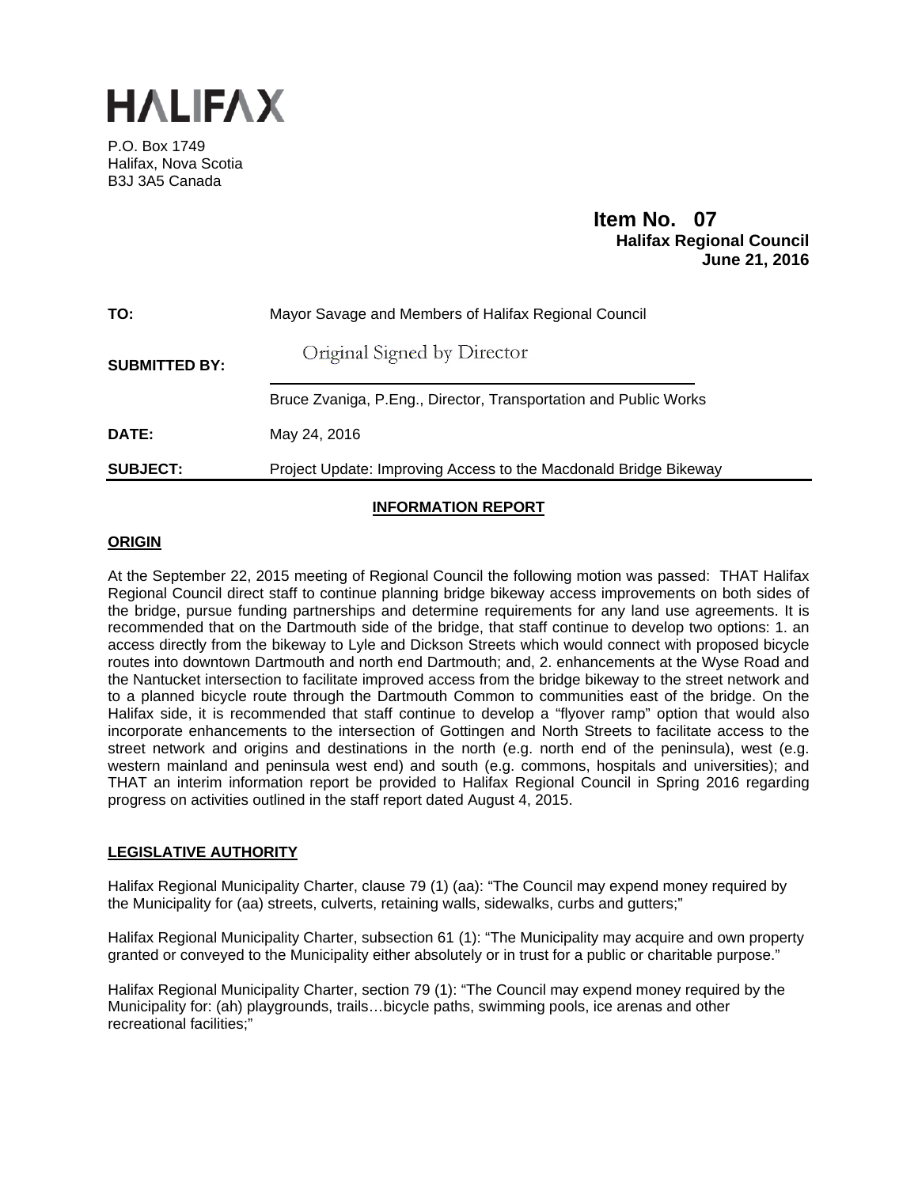# HALIFAX

P.O. Box 1749
Halifax, Nova Scotia
B3J 3A5 Canada

**Item No. 07**
**Halifax Regional Council**
**June 21, 2016**

| | |
|---|---|
| **TO:** | Mayor Savage and Members of Halifax Regional Council |
| **SUBMITTED BY:** | Original Signed by Director<br>Bruce Zvaniga, P.Eng., Director, Transportation and Public Works |
| **DATE:** | May 24, 2016 |
| **SUBJECT:** | Project Update: Improving Access to the Macdonald Bridge Bikeway |

## INFORMATION REPORT

### ORIGIN

At the September 22, 2015 meeting of Regional Council the following motion was passed: THAT Halifax Regional Council direct staff to continue planning bridge bikeway access improvements on both sides of the bridge, pursue funding partnerships and determine requirements for any land use agreements. It is recommended that on the Dartmouth side of the bridge, that staff continue to develop two options: 1. an access directly from the bikeway to Lyle and Dickson Streets which would connect with proposed bicycle routes into downtown Dartmouth and north end Dartmouth; and, 2. enhancements at the Wyse Road and the Nantucket intersection to facilitate improved access from the bridge bikeway to the street network and to a planned bicycle route through the Dartmouth Common to communities east of the bridge. On the Halifax side, it is recommended that staff continue to develop a "flyover ramp" option that would also incorporate enhancements to the intersection of Gottingen and North Streets to facilitate access to the street network and origins and destinations in the north (e.g. north end of the peninsula), west (e.g. western mainland and peninsula west end) and south (e.g. commons, hospitals and universities); and THAT an interim information report be provided to Halifax Regional Council in Spring 2016 regarding progress on activities outlined in the staff report dated August 4, 2015.

### LEGISLATIVE AUTHORITY

Halifax Regional Municipality Charter, clause 79 (1) (aa): "The Council may expend money required by the Municipality for (aa) streets, culverts, retaining walls, sidewalks, curbs and gutters;"

Halifax Regional Municipality Charter, subsection 61 (1): "The Municipality may acquire and own property granted or conveyed to the Municipality either absolutely or in trust for a public or charitable purpose."

Halifax Regional Municipality Charter, section 79 (1): "The Council may expend money required by the Municipality for: (ah) playgrounds, trails…bicycle paths, swimming pools, ice arenas and other recreational facilities;"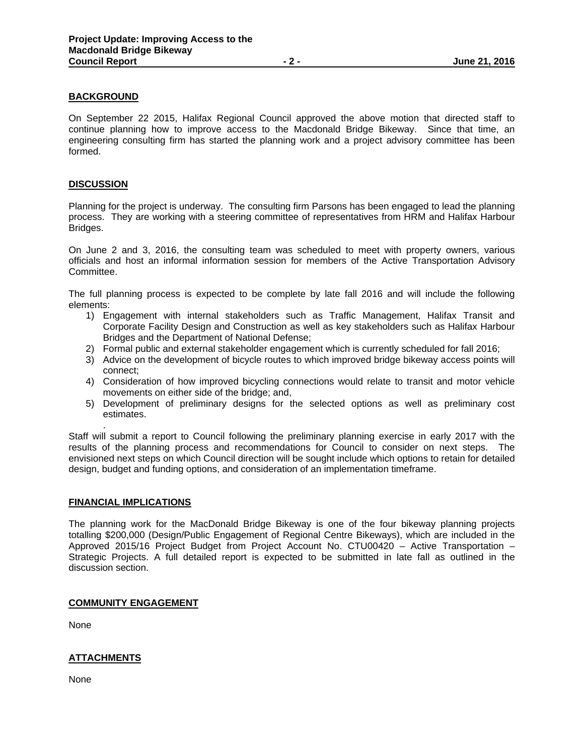## BACKGROUND

On September 22 2015, Halifax Regional Council approved the above motion that directed staff to continue planning how to improve access to the Macdonald Bridge Bikeway. Since that time, an engineering consulting firm has started the planning work and a project advisory committee has been formed.

## DISCUSSION

Planning for the project is underway. The consulting firm Parsons has been engaged to lead the planning process. They are working with a steering committee of representatives from HRM and Halifax Harbour Bridges.

On June 2 and 3, 2016, the consulting team was scheduled to meet with property owners, various officials and host an informal information session for members of the Active Transportation Advisory Committee.

The full planning process is expected to be complete by late fall 2016 and will include the following elements:

1) Engagement with internal stakeholders such as Traffic Management, Halifax Transit and Corporate Facility Design and Construction as well as key stakeholders such as Halifax Harbour Bridges and the Department of National Defense;
2) Formal public and external stakeholder engagement which is currently scheduled for fall 2016;
3) Advice on the development of bicycle routes to which improved bridge bikeway access points will connect;
4) Consideration of how improved bicycling connections would relate to transit and motor vehicle movements on either side of the bridge; and,
5) Development of preliminary designs for the selected options as well as preliminary cost estimates.

Staff will submit a report to Council following the preliminary planning exercise in early 2017 with the results of the planning process and recommendations for Council to consider on next steps. The envisioned next steps on which Council direction will be sought include which options to retain for detailed design, budget and funding options, and consideration of an implementation timeframe.

## FINANCIAL IMPLICATIONS

The planning work for the MacDonald Bridge Bikeway is one of the four bikeway planning projects totalling $200,000 (Design/Public Engagement of Regional Centre Bikeways), which are included in the Approved 2015/16 Project Budget from Project Account No. CTU00420 – Active Transportation – Strategic Projects. A full detailed report is expected to be submitted in late fall as outlined in the discussion section.

## COMMUNITY ENGAGEMENT

None

## ATTACHMENTS

None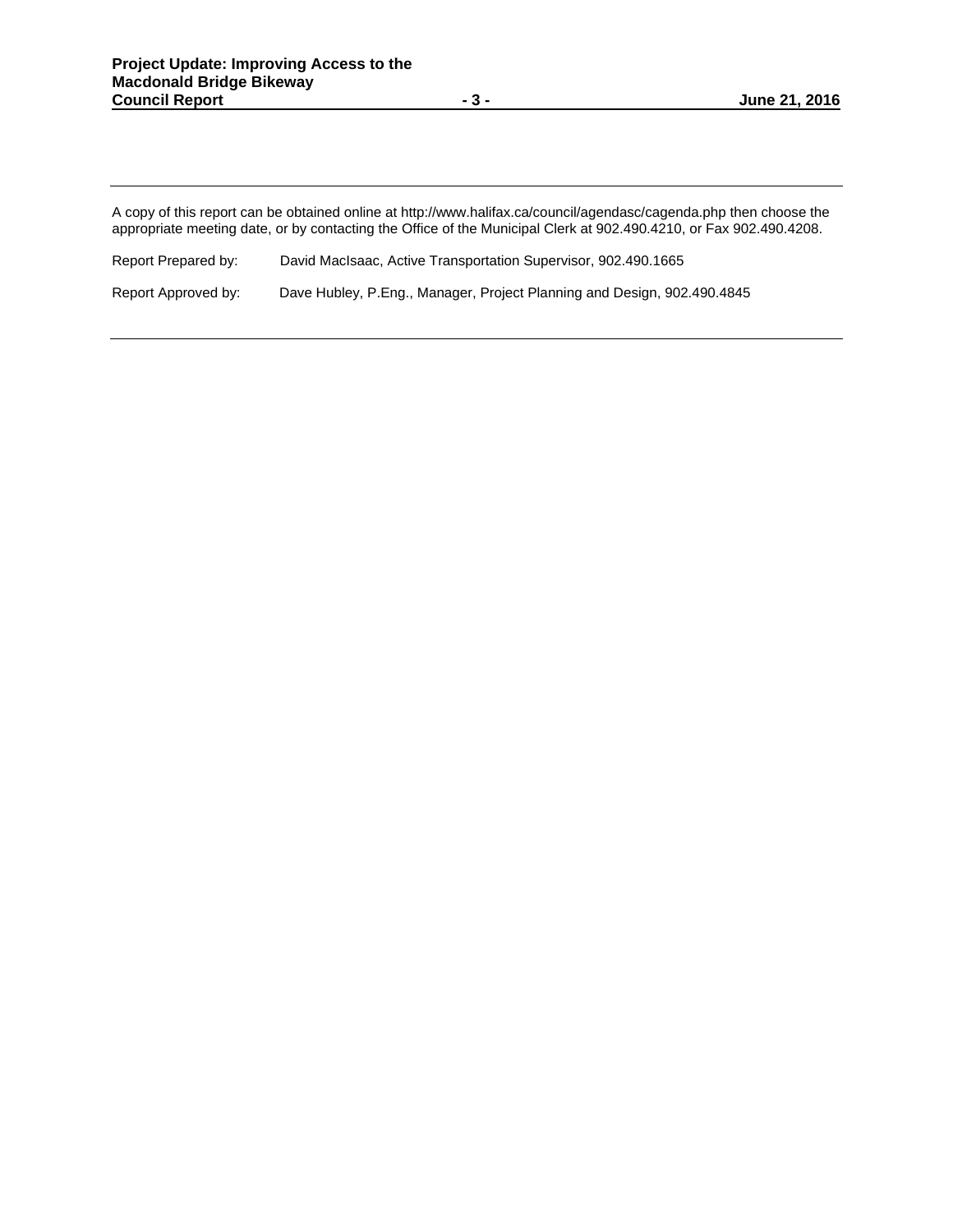---

A copy of this report can be obtained online at http://www.halifax.ca/council/agendasc/cagenda.php then choose the appropriate meeting date, or by contacting the Office of the Municipal Clerk at 902.490.4210, or Fax 902.490.4208.

Report Prepared by: David MacIsaac, Active Transportation Supervisor, 902.490.1665

Report Approved by: Dave Hubley, P.Eng., Manager, Project Planning and Design, 902.490.4845

---